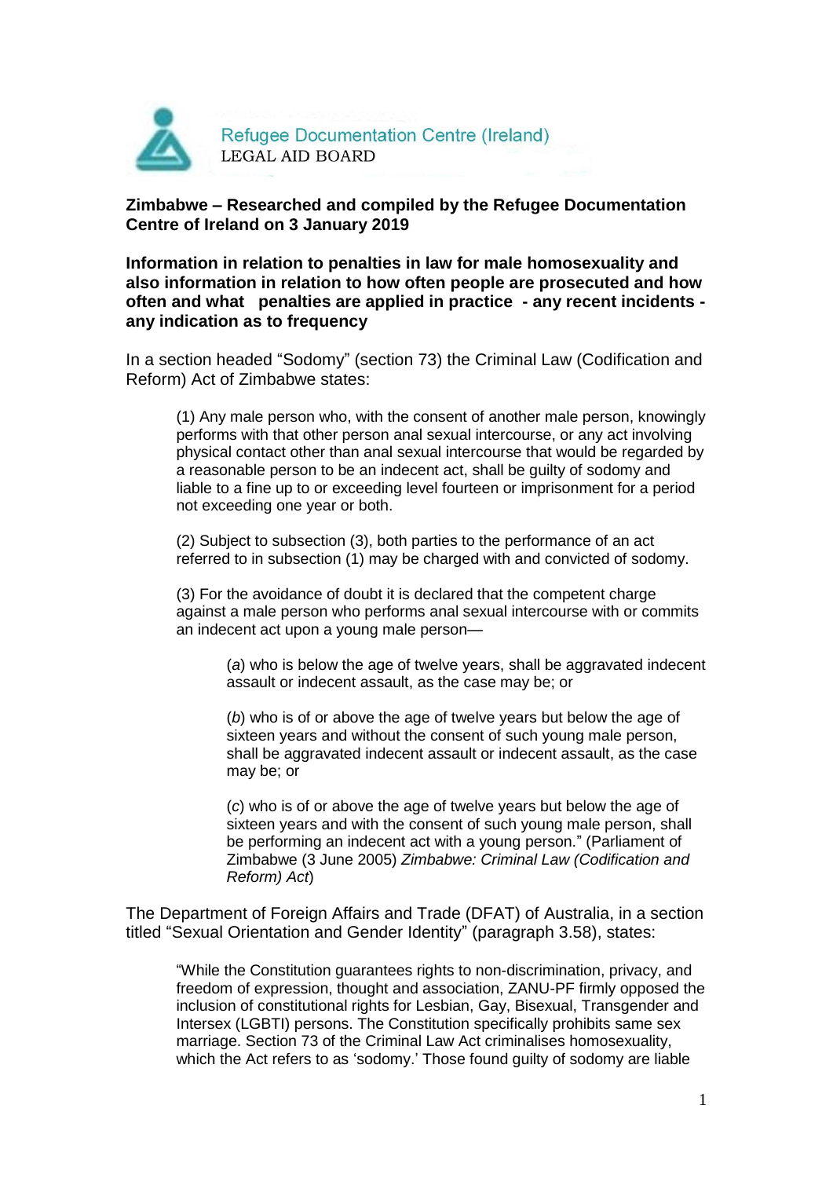Refugee Documentation Centre (Ireland)
LEGAL AID BOARD

**Zimbabwe – Researched and compiled by the Refugee Documentation Centre of Ireland on 3 January 2019**

**Information in relation to penalties in law for male homosexuality and also information in relation to how often people are prosecuted and how often and what penalties are applied in practice - any recent incidents - any indication as to frequency**

In a section headed "Sodomy" (section 73) the Criminal Law (Codification and Reform) Act of Zimbabwe states:

> (1) Any male person who, with the consent of another male person, knowingly performs with that other person anal sexual intercourse, or any act involving physical contact other than anal sexual intercourse that would be regarded by a reasonable person to be an indecent act, shall be guilty of sodomy and liable to a fine up to or exceeding level fourteen or imprisonment for a period not exceeding one year or both.
>
> (2) Subject to subsection (3), both parties to the performance of an act referred to in subsection (1) may be charged with and convicted of sodomy.
>
> (3) For the avoidance of doubt it is declared that the competent charge against a male person who performs anal sexual intercourse with or commits an indecent act upon a young male person—
>
>> (*a*) who is below the age of twelve years, shall be aggravated indecent assault or indecent assault, as the case may be; or
>>
>> (*b*) who is of or above the age of twelve years but below the age of sixteen years and without the consent of such young male person, shall be aggravated indecent assault or indecent assault, as the case may be; or
>>
>> (*c*) who is of or above the age of twelve years but below the age of sixteen years and with the consent of such young male person, shall be performing an indecent act with a young person." (Parliament of Zimbabwe (3 June 2005) *Zimbabwe: Criminal Law (Codification and Reform) Act*)

The Department of Foreign Affairs and Trade (DFAT) of Australia, in a section titled "Sexual Orientation and Gender Identity" (paragraph 3.58), states:

> "While the Constitution guarantees rights to non-discrimination, privacy, and freedom of expression, thought and association, ZANU-PF firmly opposed the inclusion of constitutional rights for Lesbian, Gay, Bisexual, Transgender and Intersex (LGBTI) persons. The Constitution specifically prohibits same sex marriage. Section 73 of the Criminal Law Act criminalises homosexuality, which the Act refers to as 'sodomy.' Those found guilty of sodomy are liable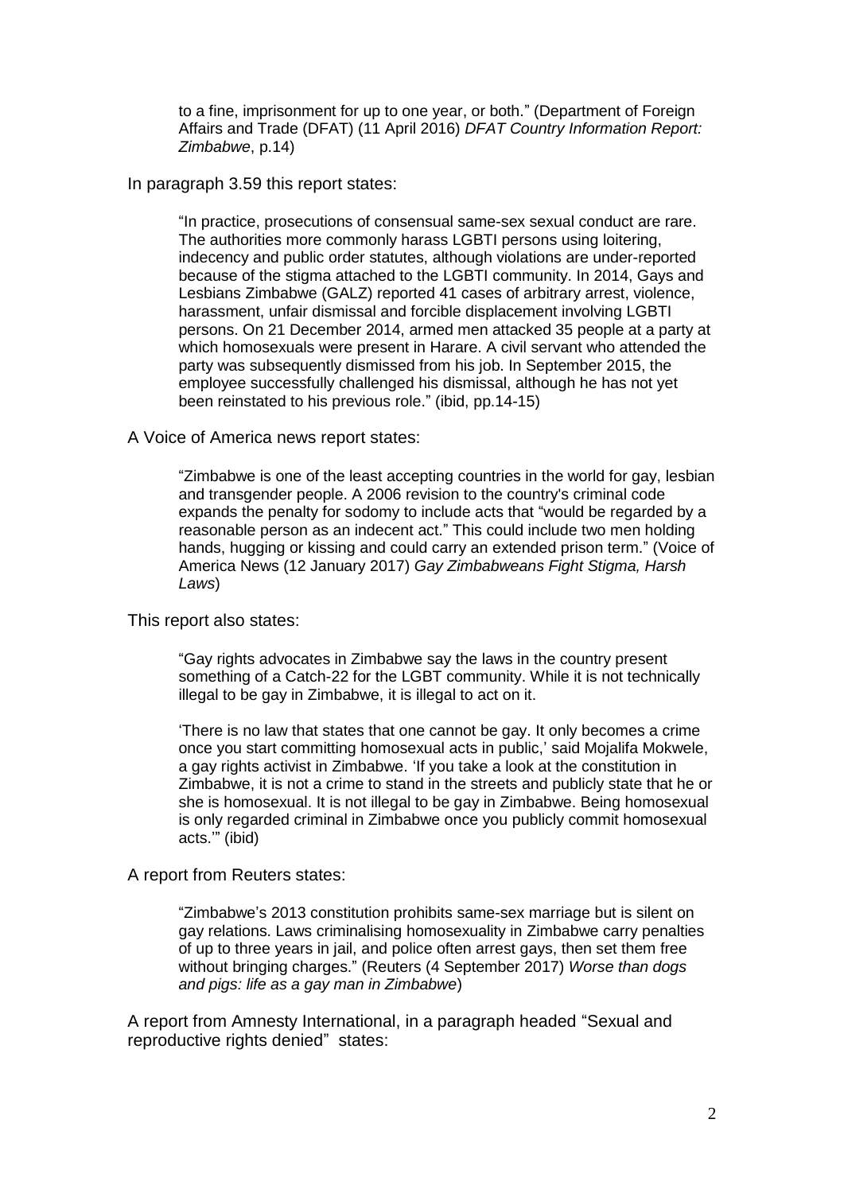to a fine, imprisonment for up to one year, or both." (Department of Foreign Affairs and Trade (DFAT) (11 April 2016) *DFAT Country Information Report: Zimbabwe*, p.14)

In paragraph 3.59 this report states:

> "In practice, prosecutions of consensual same-sex sexual conduct are rare. The authorities more commonly harass LGBTI persons using loitering, indecency and public order statutes, although violations are under-reported because of the stigma attached to the LGBTI community. In 2014, Gays and Lesbians Zimbabwe (GALZ) reported 41 cases of arbitrary arrest, violence, harassment, unfair dismissal and forcible displacement involving LGBTI persons. On 21 December 2014, armed men attacked 35 people at a party at which homosexuals were present in Harare. A civil servant who attended the party was subsequently dismissed from his job. In September 2015, the employee successfully challenged his dismissal, although he has not yet been reinstated to his previous role." (ibid, pp.14-15)

A Voice of America news report states:

> "Zimbabwe is one of the least accepting countries in the world for gay, lesbian and transgender people. A 2006 revision to the country's criminal code expands the penalty for sodomy to include acts that "would be regarded by a reasonable person as an indecent act." This could include two men holding hands, hugging or kissing and could carry an extended prison term." (Voice of America News (12 January 2017) *Gay Zimbabweans Fight Stigma, Harsh Laws*)

This report also states:

> "Gay rights advocates in Zimbabwe say the laws in the country present something of a Catch-22 for the LGBT community. While it is not technically illegal to be gay in Zimbabwe, it is illegal to act on it.
>
> 'There is no law that states that one cannot be gay. It only becomes a crime once you start committing homosexual acts in public,' said Mojalifa Mokwele, a gay rights activist in Zimbabwe. 'If you take a look at the constitution in Zimbabwe, it is not a crime to stand in the streets and publicly state that he or she is homosexual. It is not illegal to be gay in Zimbabwe. Being homosexual is only regarded criminal in Zimbabwe once you publicly commit homosexual acts.'" (ibid)

A report from Reuters states:

> "Zimbabwe's 2013 constitution prohibits same-sex marriage but is silent on gay relations. Laws criminalising homosexuality in Zimbabwe carry penalties of up to three years in jail, and police often arrest gays, then set them free without bringing charges." (Reuters (4 September 2017) *Worse than dogs and pigs: life as a gay man in Zimbabwe*)

A report from Amnesty International, in a paragraph headed "Sexual and reproductive rights denied" states: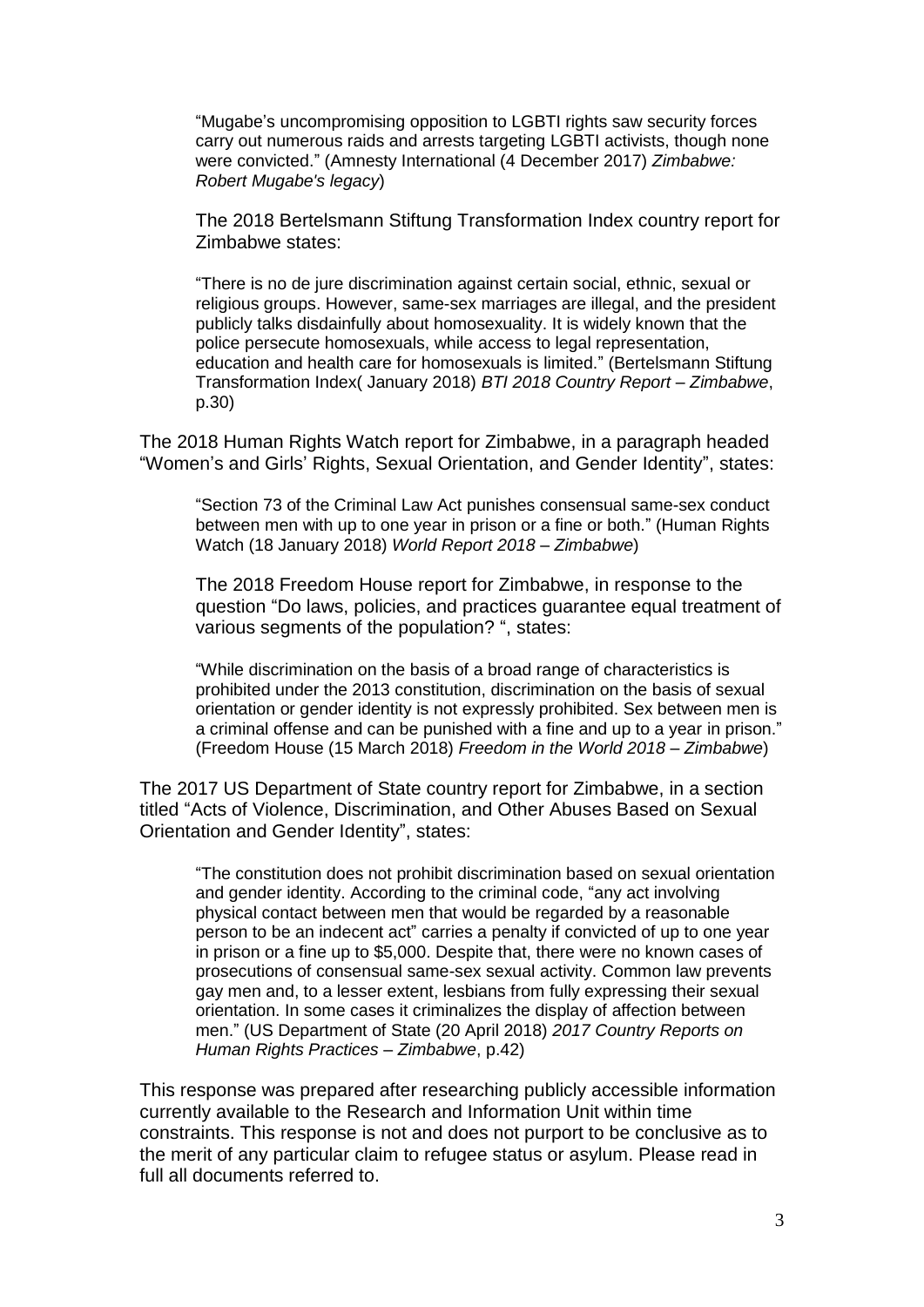> "Mugabe's uncompromising opposition to LGBTI rights saw security forces carry out numerous raids and arrests targeting LGBTI activists, though none were convicted." (Amnesty International (4 December 2017) *Zimbabwe: Robert Mugabe's legacy*)

The 2018 Bertelsmann Stiftung Transformation Index country report for Zimbabwe states:

> "There is no de jure discrimination against certain social, ethnic, sexual or religious groups. However, same-sex marriages are illegal, and the president publicly talks disdainfully about homosexuality. It is widely known that the police persecute homosexuals, while access to legal representation, education and health care for homosexuals is limited." (Bertelsmann Stiftung Transformation Index( January 2018) *BTI 2018 Country Report – Zimbabwe*, p.30)

The 2018 Human Rights Watch report for Zimbabwe, in a paragraph headed "Women's and Girls' Rights, Sexual Orientation, and Gender Identity", states:

> "Section 73 of the Criminal Law Act punishes consensual same-sex conduct between men with up to one year in prison or a fine or both." (Human Rights Watch (18 January 2018) *World Report 2018 – Zimbabwe*)

The 2018 Freedom House report for Zimbabwe, in response to the question "Do laws, policies, and practices guarantee equal treatment of various segments of the population? ", states:

> "While discrimination on the basis of a broad range of characteristics is prohibited under the 2013 constitution, discrimination on the basis of sexual orientation or gender identity is not expressly prohibited. Sex between men is a criminal offense and can be punished with a fine and up to a year in prison." (Freedom House (15 March 2018) *Freedom in the World 2018 – Zimbabwe*)

The 2017 US Department of State country report for Zimbabwe, in a section titled "Acts of Violence, Discrimination, and Other Abuses Based on Sexual Orientation and Gender Identity", states:

> "The constitution does not prohibit discrimination based on sexual orientation and gender identity. According to the criminal code, "any act involving physical contact between men that would be regarded by a reasonable person to be an indecent act" carries a penalty if convicted of up to one year in prison or a fine up to $5,000. Despite that, there were no known cases of prosecutions of consensual same-sex sexual activity. Common law prevents gay men and, to a lesser extent, lesbians from fully expressing their sexual orientation. In some cases it criminalizes the display of affection between men." (US Department of State (20 April 2018) *2017 Country Reports on Human Rights Practices – Zimbabwe*, p.42)

This response was prepared after researching publicly accessible information currently available to the Research and Information Unit within time constraints. This response is not and does not purport to be conclusive as to the merit of any particular claim to refugee status or asylum. Please read in full all documents referred to.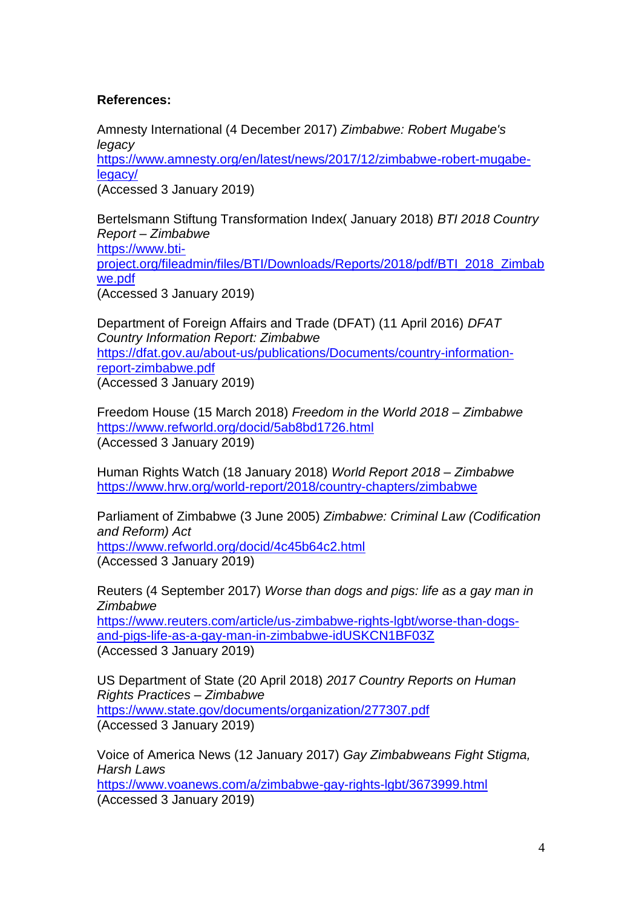**References:**

Amnesty International (4 December 2017) *Zimbabwe: Robert Mugabe's legacy*
https://www.amnesty.org/en/latest/news/2017/12/zimbabwe-robert-mugabe-legacy/
(Accessed 3 January 2019)

Bertelsmann Stiftung Transformation Index( January 2018) *BTI 2018 Country Report – Zimbabwe*
https://www.bti-project.org/fileadmin/files/BTI/Downloads/Reports/2018/pdf/BTI_2018_Zimbabwe.pdf
(Accessed 3 January 2019)

Department of Foreign Affairs and Trade (DFAT) (11 April 2016) *DFAT Country Information Report: Zimbabwe*
https://dfat.gov.au/about-us/publications/Documents/country-information-report-zimbabwe.pdf
(Accessed 3 January 2019)

Freedom House (15 March 2018) *Freedom in the World 2018 – Zimbabwe*
https://www.refworld.org/docid/5ab8bd1726.html
(Accessed 3 January 2019)

Human Rights Watch (18 January 2018) *World Report 2018 – Zimbabwe*
https://www.hrw.org/world-report/2018/country-chapters/zimbabwe

Parliament of Zimbabwe (3 June 2005) *Zimbabwe: Criminal Law (Codification and Reform) Act*
https://www.refworld.org/docid/4c45b64c2.html
(Accessed 3 January 2019)

Reuters (4 September 2017) *Worse than dogs and pigs: life as a gay man in Zimbabwe*
https://www.reuters.com/article/us-zimbabwe-rights-lgbt/worse-than-dogs-and-pigs-life-as-a-gay-man-in-zimbabwe-idUSKCN1BF03Z
(Accessed 3 January 2019)

US Department of State (20 April 2018) *2017 Country Reports on Human Rights Practices – Zimbabwe*
https://www.state.gov/documents/organization/277307.pdf
(Accessed 3 January 2019)

Voice of America News (12 January 2017) *Gay Zimbabweans Fight Stigma, Harsh Laws*
https://www.voanews.com/a/zimbabwe-gay-rights-lgbt/3673999.html
(Accessed 3 January 2019)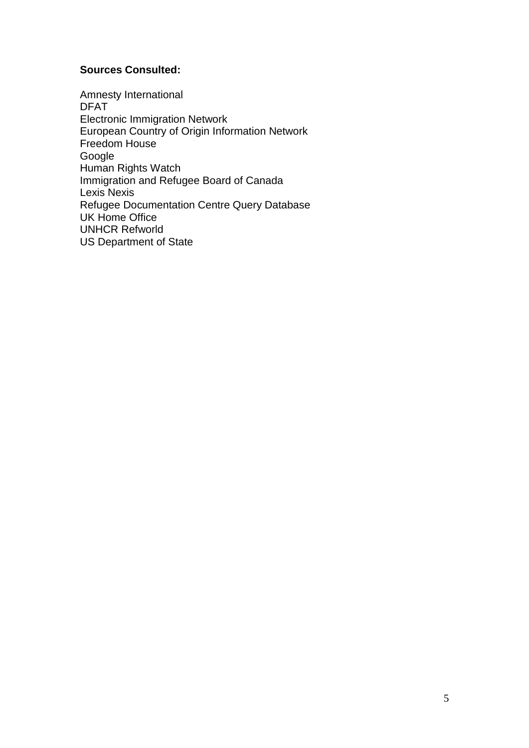**Sources Consulted:**

Amnesty International
DFAT
Electronic Immigration Network
European Country of Origin Information Network
Freedom House
Google
Human Rights Watch
Immigration and Refugee Board of Canada
Lexis Nexis
Refugee Documentation Centre Query Database
UK Home Office
UNHCR Refworld
US Department of State